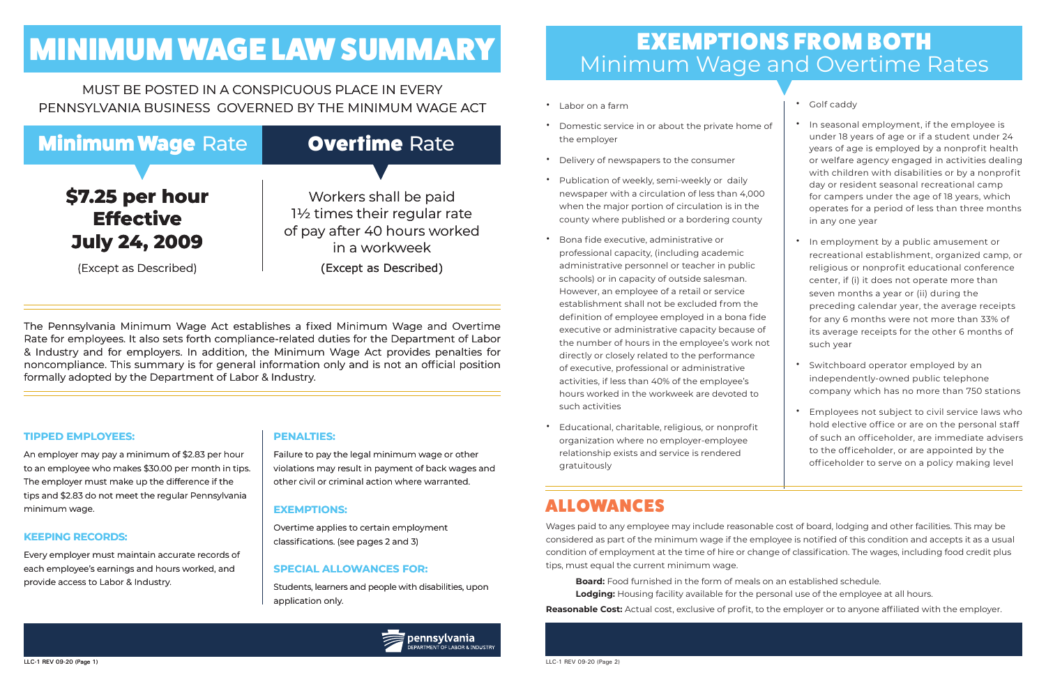# MINIMUM WAGE LAW SUMMARY

MUST BE POSTED IN A CONSPICUOUS PLACE IN EVERY PENNSYLVANIA BUSINESS GOVERNED BY THE MINIMUM WAGE ACT

## Minimum Wage Rate

**$7.25 per hour Effective July 24, 2009**

(Except as Described)

## Overtime Rate

Workers shall be paid 1½ times their regular rate of pay after 40 hours worked in a workweek

(Except as Described)

The Pennsylvania Minimum Wage Act establishes a fixed Minimum Wage and Overtime Rate for employees. It also sets forth compliance-related duties for the Department of Labor & Industry and for employers. In addition, the Minimum Wage Act provides penalties for noncompliance. This summary is for general information only and is not an official position formally adopted by the Department of Labor & Industry.

### TIPPED EMPLOYEES:

An employer may pay a minimum of $2.83 per hour to an employee who makes $30.00 per month in tips. The employer must make up the difference if the tips and $2.83 do not meet the regular Pennsylvania minimum wage.

### KEEPING RECORDS:

Every employer must maintain accurate records of each employee's earnings and hours worked, and provide access to Labor & Industry.

### PENALTIES:

Failure to pay the legal minimum wage or other violations may result in payment of back wages and other civil or criminal action where warranted.

### EXEMPTIONS:

Overtime applies to certain employment classifications. (see pages 2 and 3)

### SPECIAL ALLOWANCES FOR:

Students, learners and people with disabilities, upon application only.

pennsylvania DEPARTMENT OF LABOR & INDUSTRY

# EXEMPTIONS FROM BOTH Minimum Wage and Overtime Rates

- Labor on a farm
- Domestic service in or about the private home of the employer
- Delivery of newspapers to the consumer
- Publication of weekly, semi-weekly or daily newspaper with a circulation of less than 4,000 when the major portion of circulation is in the county where published or a bordering county
- Bona fide executive, administrative or professional capacity, (including academic administrative personnel or teacher in public schools) or in capacity of outside salesman. However, an employee of a retail or service establishment shall not be excluded from the definition of employee employed in a bona fide executive or administrative capacity because of the number of hours in the employee's work not directly or closely related to the performance of executive, professional or administrative activities, if less than 40% of the employee's hours worked in the workweek are devoted to such activities
- Educational, charitable, religious, or nonprofit organization where no employer-employee relationship exists and service is rendered gratuitously
- Golf caddy
- In seasonal employment, if the employee is under 18 years of age or if a student under 24 years of age is employed by a nonprofit health or welfare agency engaged in activities dealing with children with disabilities or by a nonprofit day or resident seasonal recreational camp for campers under the age of 18 years, which operates for a period of less than three months in any one year
- In employment by a public amusement or recreational establishment, organized camp, or religious or nonprofit educational conference center, if (i) it does not operate more than seven months a year or (ii) during the preceding calendar year, the average receipts for any 6 months were not more than 33% of its average receipts for the other 6 months of such year
- Switchboard operator employed by an independently-owned public telephone company which has no more than 750 stations
- Employees not subject to civil service laws who hold elective office or are on the personal staff of such an officeholder, are immediate advisers to the officeholder, or are appointed by the officeholder to serve on a policy making level

## ALLOWANCES

Wages paid to any employee may include reasonable cost of board, lodging and other facilities. This may be considered as part of the minimum wage if the employee is notified of this condition and accepts it as a usual condition of employment at the time of hire or change of classification. The wages, including food credit plus tips, must equal the current minimum wage.

**Board:** Food furnished in the form of meals on an established schedule.

**Lodging:** Housing facility available for the personal use of the employee at all hours.

**Reasonable Cost:** Actual cost, exclusive of profit, to the employer or to anyone affiliated with the employer.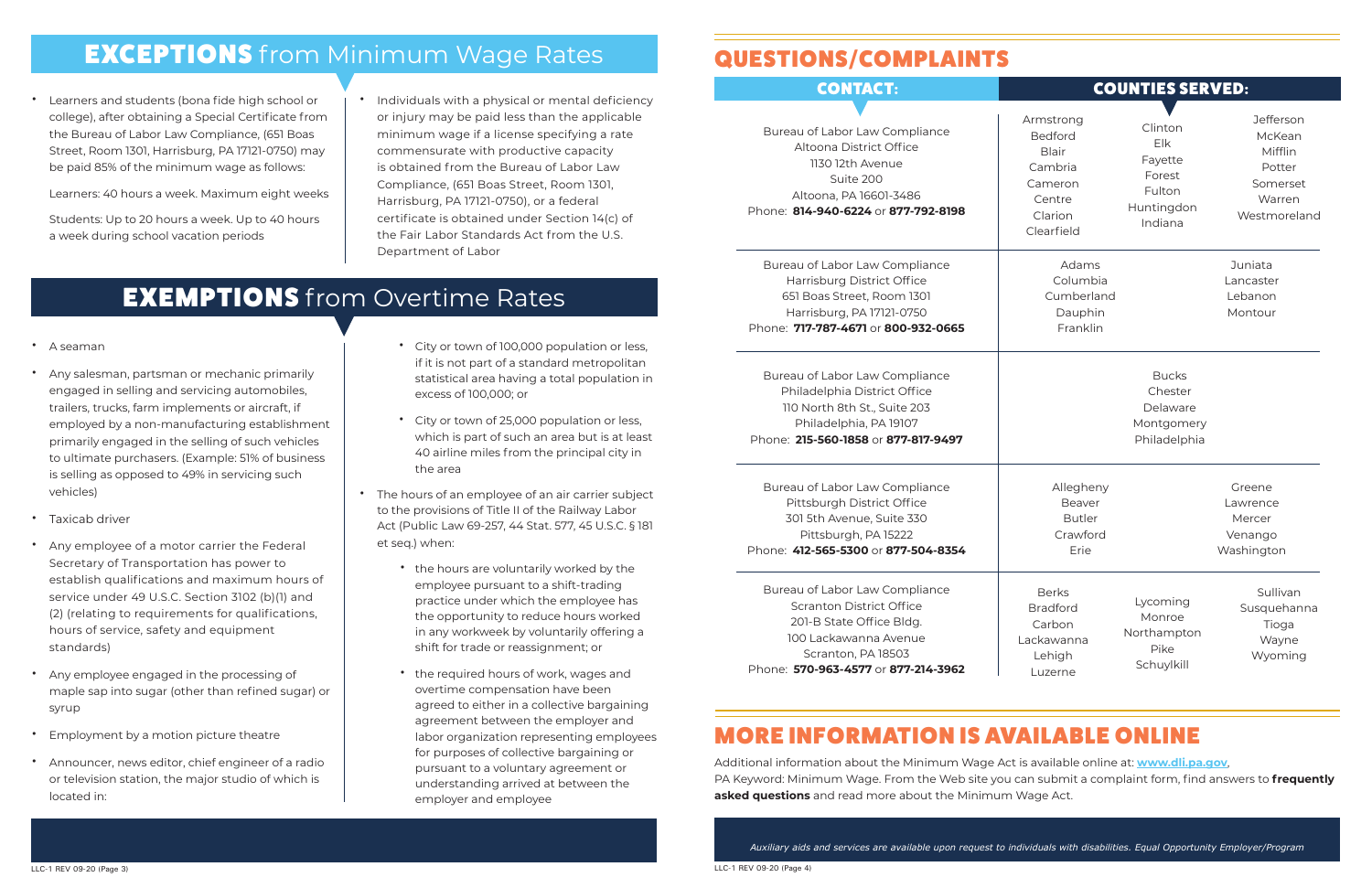# EXCEPTIONS from Minimum Wage Rates

- Learners and students (bona fide high school or college), after obtaining a Special Certificate from the Bureau of Labor Law Compliance, (651 Boas Street, Room 1301, Harrisburg, PA 17121-0750) may be paid 85% of the minimum wage as follows:

  Learners: 40 hours a week. Maximum eight weeks

  Students: Up to 20 hours a week. Up to 40 hours a week during school vacation periods

- Individuals with a physical or mental deficiency or injury may be paid less than the applicable minimum wage if a license specifying a rate commensurate with productive capacity is obtained from the Bureau of Labor Law Compliance, (651 Boas Street, Room 1301, Harrisburg, PA 17121-0750), or a federal certificate is obtained under Section 14(c) of the Fair Labor Standards Act from the U.S. Department of Labor

# EXEMPTIONS from Overtime Rates

- A seaman
- Any salesman, partsman or mechanic primarily engaged in selling and servicing automobiles, trailers, trucks, farm implements or aircraft, if employed by a non-manufacturing establishment primarily engaged in the selling of such vehicles to ultimate purchasers. (Example: 51% of business is selling as opposed to 49% in servicing such vehicles)
- Taxicab driver
- Any employee of a motor carrier the Federal Secretary of Transportation has power to establish qualifications and maximum hours of service under 49 U.S.C. Section 3102 (b)(1) and (2) (relating to requirements for qualifications, hours of service, safety and equipment standards)
- Any employee engaged in the processing of maple sap into sugar (other than refined sugar) or syrup
- Employment by a motion picture theatre
- Announcer, news editor, chief engineer of a radio or television station, the major studio of which is located in:
  - City or town of 100,000 population or less, if it is not part of a standard metropolitan statistical area having a total population in excess of 100,000; or
  - City or town of 25,000 population or less, which is part of such an area but is at least 40 airline miles from the principal city in the area
- The hours of an employee of an air carrier subject to the provisions of Title II of the Railway Labor Act (Public Law 69-257, 44 Stat. 577, 45 U.S.C. § 181 et seq.) when:
  - the hours are voluntarily worked by the employee pursuant to a shift-trading practice under which the employee has the opportunity to reduce hours worked in any workweek by voluntarily offering a shift for trade or reassignment; or
  - the required hours of work, wages and overtime compensation have been agreed to either in a collective bargaining agreement between the employer and labor organization representing employees for purposes of collective bargaining or pursuant to a voluntary agreement or understanding arrived at between the employer and employee

# QUESTIONS/COMPLAINTS

| CONTACT: | COUNTIES SERVED: |
|---|---|
| Bureau of Labor Law Compliance<br>Altoona District Office<br>1130 12th Avenue<br>Suite 200<br>Altoona, PA 16601-3486<br>Phone: **814-940-6224** or **877-792-8198** | Armstrong, Bedford, Blair, Cambria, Cameron, Centre, Clarion, Clearfield, Clinton, Elk, Fayette, Forest, Fulton, Huntingdon, Indiana, Jefferson, McKean, Mifflin, Potter, Somerset, Warren, Westmoreland |
| Bureau of Labor Law Compliance<br>Harrisburg District Office<br>651 Boas Street, Room 1301<br>Harrisburg, PA 17121-0750<br>Phone: **717-787-4671** or **800-932-0665** | Adams, Columbia, Cumberland, Dauphin, Franklin, Juniata, Lancaster, Lebanon, Montour |
| Bureau of Labor Law Compliance<br>Philadelphia District Office<br>110 North 8th St., Suite 203<br>Philadelphia, PA 19107<br>Phone: **215-560-1858** or **877-817-9497** | Bucks, Chester, Delaware, Montgomery, Philadelphia |
| Bureau of Labor Law Compliance<br>Pittsburgh District Office<br>301 5th Avenue, Suite 330<br>Pittsburgh, PA 15222<br>Phone: **412-565-5300** or **877-504-8354** | Allegheny, Beaver, Butler, Crawford, Erie, Greene, Lawrence, Mercer, Venango, Washington |
| Bureau of Labor Law Compliance<br>Scranton District Office<br>201-B State Office Bldg.<br>100 Lackawanna Avenue<br>Scranton, PA 18503<br>Phone: **570-963-4577** or **877-214-3962** | Berks, Bradford, Carbon, Lackawanna, Lehigh, Luzerne, Lycoming, Monroe, Northampton, Pike, Schuylkill, Sullivan, Susquehanna, Tioga, Wayne, Wyoming |

# MORE INFORMATION IS AVAILABLE ONLINE

Additional information about the Minimum Wage Act is available online at: **www.dli.pa.gov**, PA Keyword: Minimum Wage. From the Web site you can submit a complaint form, find answers to **frequently asked questions** and read more about the Minimum Wage Act.

*Auxiliary aids and services are available upon request to individuals with disabilities. Equal Opportunity Employer/Program*